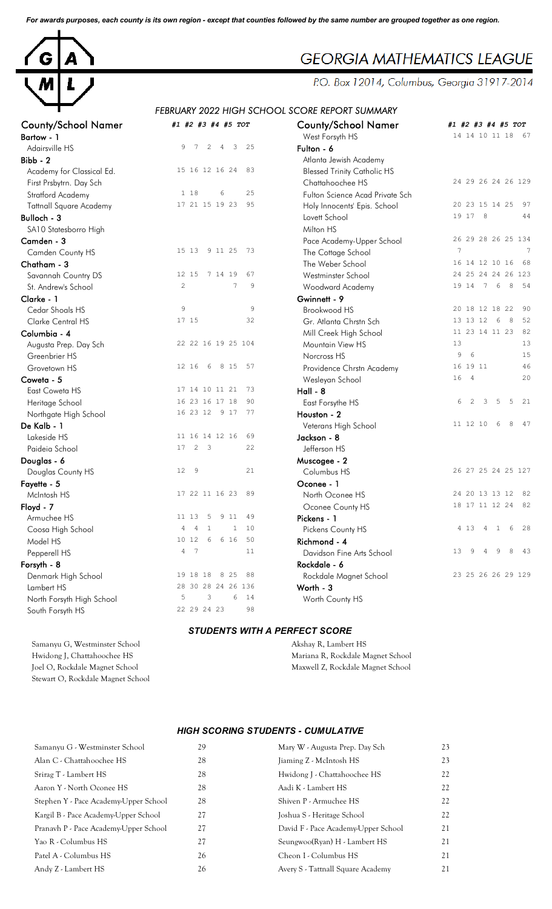*For awards purposes, each county is its own region - except that counties followed by the same number are grouped together as one region.*

# GEORGIA MATHEMATICS LEAGUE

*P.O. Box 12014, Columbus, Georgia 31917-2014*

## *FEBRUARY 2022 HIGH SCHOOL SCORE REPORT SUMMARY*

| County/School Namer | #1 | #2 | #3 | #4 | #5 | TOT |
|---|---|---|---|---|---|---|
| **Bartow - 1** | | | | | | |
| Adairsville HS | 9 | 7 | 2 | 4 | 3 | 25 |
| **Bibb - 2** | | | | | | |
| Academy for Classical Ed. | 15 | 16 | 12 | 16 | 24 | 83 |
| First Prsbytrn. Day Sch | | | | | | |
| Stratford Academy | 1 | 18 | | 6 | | 25 |
| Tattnall Square Academy | 17 | 21 | 15 | 19 | 23 | 95 |
| **Bulloch - 3** | | | | | | |
| SA10 Statesborro High | | | | | | |
| **Camden - 3** | | | | | | |
| Camden County HS | 15 | 13 | 9 | 11 | 25 | 73 |
| **Chatham - 3** | | | | | | |
| Savannah Country DS | 12 | 15 | 7 | 14 | 19 | 67 |
| St. Andrew's School | 2 | | | | 7 | 9 |
| **Clarke - 1** | | | | | | |
| Cedar Shoals HS | 9 | | | | | 9 |
| Clarke Central HS | 17 | 15 | | | | 32 |
| **Columbia - 4** | | | | | | |
| Augusta Prep. Day Sch | 22 | 22 | 16 | 19 | 25 | 104 |
| Greenbrier HS | | | | | | |
| Grovetown HS | 12 | 16 | 6 | 8 | 15 | 57 |
| **Coweta - 5** | | | | | | |
| East Coweta HS | 17 | 14 | 10 | 11 | 21 | 73 |
| Heritage School | 16 | 23 | 16 | 17 | 18 | 90 |
| Northgate High School | 16 | 23 | 12 | 9 | 17 | 77 |
| **De Kalb - 1** | | | | | | |
| Lakeside HS | 11 | 16 | 14 | 12 | 16 | 69 |
| Paideia School | 17 | 2 | 3 | | | 22 |
| **Douglas - 6** | | | | | | |
| Douglas County HS | 12 | 9 | | | | 21 |
| **Fayette - 5** | | | | | | |
| McIntosh HS | 17 | 22 | 11 | 16 | 23 | 89 |
| **Floyd - 7** | | | | | | |
| Armuchee HS | 11 | 13 | 5 | 9 | 11 | 49 |
| Coosa High School | 4 | 4 | 1 | | 1 | 10 |
| Model HS | 10 | 12 | 6 | 6 | 16 | 50 |
| Pepperell HS | 4 | 7 | | | | 11 |
| **Forsyth - 8** | | | | | | |
| Denmark High School | 19 | 18 | 18 | 8 | 25 | 88 |
| Lambert HS | 28 | 30 | 28 | 24 | 26 | 136 |
| North Forsyth High School | 5 | | 3 | | 6 | 14 |
| South Forsyth HS | 22 | 29 | 24 | 23 | | 98 |
| West Forsyth HS | 14 | 14 | 10 | 11 | 18 | 67 |
| **Fulton - 6** | | | | | | |
| Atlanta Jewish Academy | | | | | | |
| Blessed Trinity Catholic HS | | | | | | |
| Chattahoochee HS | 24 | 29 | 26 | 24 | 26 | 129 |
| Fulton Science Acad Private Sch | | | | | | |
| Holy Innocents' Epis. School | 20 | 23 | 15 | 14 | 25 | 97 |
| Lovett School | 19 | 17 | 8 | | | 44 |
| Milton HS | | | | | | |
| Pace Academy-Upper School | 26 | 29 | 28 | 26 | 25 | 134 |
| The Cottage School | 7 | | | | | 7 |
| The Weber School | 16 | 14 | 12 | 10 | 16 | 68 |
| Westminster School | 24 | 25 | 24 | 24 | 26 | 123 |
| Woodward Academy | 19 | 14 | 7 | 6 | 8 | 54 |
| **Gwinnett - 9** | | | | | | |
| Brookwood HS | 20 | 18 | 12 | 18 | 22 | 90 |
| Gr. Atlanta Chrstn Sch | 13 | 13 | 12 | 6 | 8 | 52 |
| Mill Creek High School | 11 | 23 | 14 | 11 | 23 | 82 |
| Mountain View HS | 13 | | | | | 13 |
| Norcross HS | 9 | 6 | | | | 15 |
| Providence Chrstn Academy | 16 | 19 | 11 | | | 46 |
| Wesleyan School | 16 | 4 | | | | 20 |
| **Hall - 8** | | | | | | |
| East Forsythe HS | 6 | 2 | 3 | 5 | 5 | 21 |
| **Houston - 2** | | | | | | |
| Veterans High School | 11 | 12 | 10 | 6 | 8 | 47 |
| **Jackson - 8** | | | | | | |
| Jefferson HS | | | | | | |
| **Muscogee - 2** | | | | | | |
| Columbus HS | 26 | 27 | 25 | 24 | 25 | 127 |
| **Oconee - 1** | | | | | | |
| North Oconee HS | 24 | 20 | 13 | 13 | 12 | 82 |
| Oconee County HS | 18 | 17 | 11 | 12 | 24 | 82 |
| **Pickens - 1** | | | | | | |
| Pickens County HS | 4 | 13 | 4 | 1 | 6 | 28 |
| **Richmond - 4** | | | | | | |
| Davidson Fine Arts School | 13 | 9 | 4 | 9 | 8 | 43 |
| **Rockdale - 6** | | | | | | |
| Rockdale Magnet School | 23 | 25 | 26 | 26 | 29 | 129 |
| **Worth - 3** | | | | | | |
| Worth County HS | | | | | | |

### *STUDENTS WITH A PERFECT SCORE*

Samanyu G, Westminster School
Hwidong J, Chattahoochee HS
Joel O, Rockdale Magnet School
Stewart O, Rockdale Magnet School
Akshay R, Lambert HS
Mariana R, Rockdale Magnet School
Maxwell Z, Rockdale Magnet School

### *HIGH SCORING STUDENTS - CUMULATIVE*

| | |
|---|---|
| Samanyu G - Westminster School | 29 |
| Alan C - Chattahoochee HS | 28 |
| Srirag T - Lambert HS | 28 |
| Aaron Y - North Oconee HS | 28 |
| Stephen Y - Pace Academy-Upper School | 28 |
| Kargil B - Pace Academy-Upper School | 27 |
| Pranavh P - Pace Academy-Upper School | 27 |
| Yao R - Columbus HS | 27 |
| Patel A - Columbus HS | 26 |
| Andy Z - Lambert HS | 26 |
| Mary W - Augusta Prep. Day Sch | 23 |
| Jiaming Z - McIntosh HS | 23 |
| Hwidong J - Chattahoochee HS | 22 |
| Aadi K - Lambert HS | 22 |
| Shiven P - Armuchee HS | 22 |
| Joshua S - Heritage School | 22 |
| David F - Pace Academy-Upper School | 21 |
| Seungwoo(Ryan) H - Lambert HS | 21 |
| Cheon I - Columbus HS | 21 |
| Avery S - Tattnall Square Academy | 21 |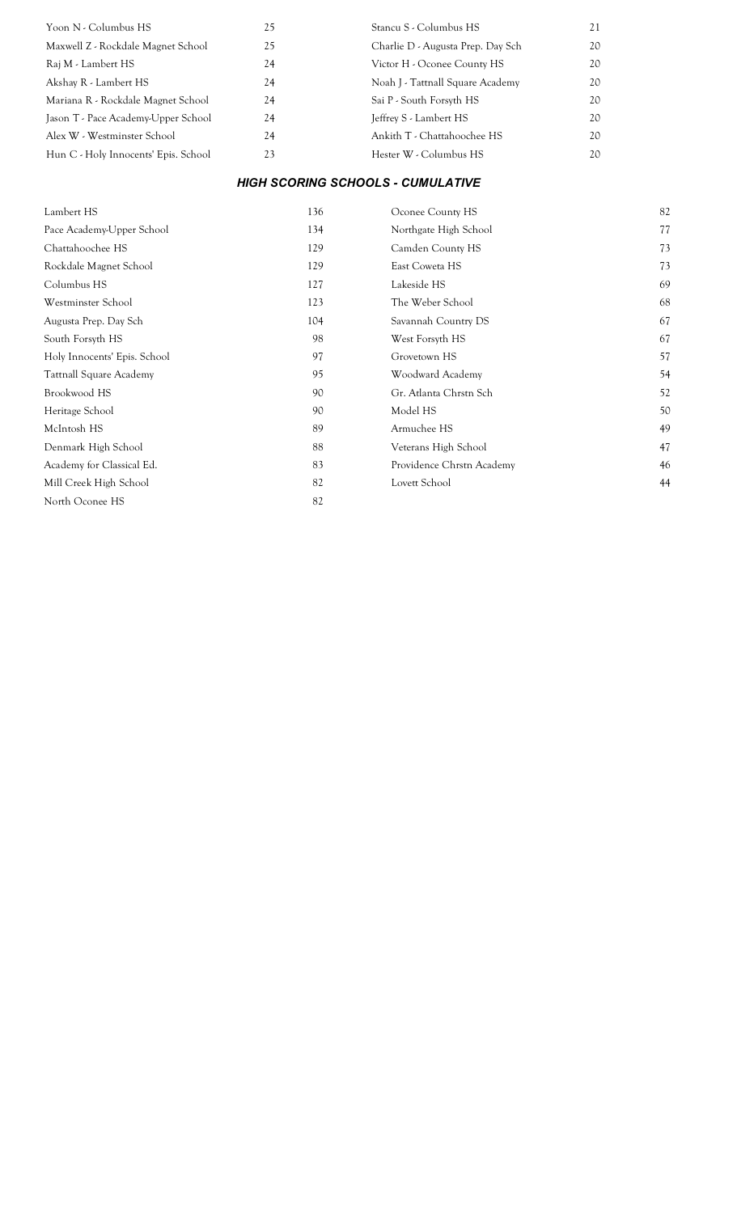| | | | |
|---|---|---|---|
| Yoon N - Columbus HS | 25 | Stancu S - Columbus HS | 21 |
| Maxwell Z - Rockdale Magnet School | 25 | Charlie D - Augusta Prep. Day Sch | 20 |
| Raj M - Lambert HS | 24 | Victor H - Oconee County HS | 20 |
| Akshay R - Lambert HS | 24 | Noah J - Tattnall Square Academy | 20 |
| Mariana R - Rockdale Magnet School | 24 | Sai P - South Forsyth HS | 20 |
| Jason T - Pace Academy-Upper School | 24 | Jeffrey S - Lambert HS | 20 |
| Alex W - Westminster School | 24 | Ankith T - Chattahoochee HS | 20 |
| Hun C - Holy Innocents' Epis. School | 23 | Hester W - Columbus HS | 20 |

### *HIGH SCORING SCHOOLS - CUMULATIVE*

| | | | |
|---|---|---|---|
| Lambert HS | 136 | Oconee County HS | 82 |
| Pace Academy-Upper School | 134 | Northgate High School | 77 |
| Chattahoochee HS | 129 | Camden County HS | 73 |
| Rockdale Magnet School | 129 | East Coweta HS | 73 |
| Columbus HS | 127 | Lakeside HS | 69 |
| Westminster School | 123 | The Weber School | 68 |
| Augusta Prep. Day Sch | 104 | Savannah Country DS | 67 |
| South Forsyth HS | 98 | West Forsyth HS | 67 |
| Holy Innocents' Epis. School | 97 | Grovetown HS | 57 |
| Tattnall Square Academy | 95 | Woodward Academy | 54 |
| Brookwood HS | 90 | Gr. Atlanta Chrstn Sch | 52 |
| Heritage School | 90 | Model HS | 50 |
| McIntosh HS | 89 | Armuchee HS | 49 |
| Denmark High School | 88 | Veterans High School | 47 |
| Academy for Classical Ed. | 83 | Providence Chrstn Academy | 46 |
| Mill Creek High School | 82 | Lovett School | 44 |
| North Oconee HS | 82 | | |